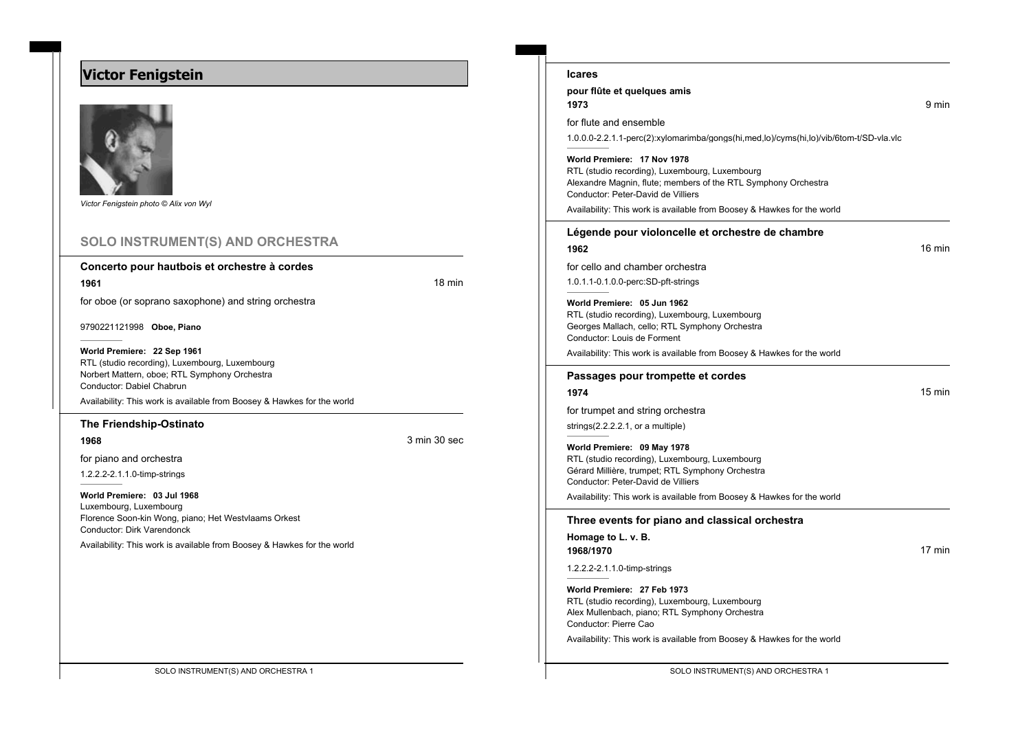# Victor Fenigstein

*Victor Fenigstein photo © Alix von Wyl*

## SOLO INSTRUMENT(S) AND ORCHESTRA

### Concerto pour hautbois et orchestre à cordes

**1961** — 18 min

for oboe (or soprano saxophone) and string orchestra

9790221121998 **Oboe, Piano**

**World Premiere: 22 Sep 1961**
RTL (studio recording), Luxembourg, Luxembourg
Norbert Mattern, oboe; RTL Symphony Orchestra
Conductor: Dabiel Chabrun

Availability: This work is available from Boosey & Hawkes for the world

### The Friendship-Ostinato

**1968** — 3 min 30 sec

for piano and orchestra

1.2.2.2-2.1.1.0-timp-strings

**World Premiere: 03 Jul 1968**
Luxembourg, Luxembourg
Florence Soon-kin Wong, piano; Het Westvlaams Orkest
Conductor: Dirk Varendonck

Availability: This work is available from Boosey & Hawkes for the world

### Icares

**pour flûte et quelques amis**

**1973** — 9 min

for flute and ensemble

1.0.0.0-2.2.1.1-perc(2):xylomarimba/gongs(hi,med,lo)/cyms(hi,lo)/vib/6tom-t/SD-vla.vlc

**World Premiere: 17 Nov 1978**
RTL (studio recording), Luxembourg, Luxembourg
Alexandre Magnin, flute; members of the RTL Symphony Orchestra
Conductor: Peter-David de Villiers

Availability: This work is available from Boosey & Hawkes for the world

### Légende pour violoncelle et orchestre de chambre

**1962** — 16 min

for cello and chamber orchestra

1.0.1.1-0.1.0.0-perc:SD-pft-strings

**World Premiere: 05 Jun 1962**
RTL (studio recording), Luxembourg, Luxembourg
Georges Mallach, cello; RTL Symphony Orchestra
Conductor: Louis de Forment

Availability: This work is available from Boosey & Hawkes for the world

### Passages pour trompette et cordes

**1974** — 15 min

for trumpet and string orchestra

strings(2.2.2.2.1, or a multiple)

**World Premiere: 09 May 1978**
RTL (studio recording), Luxembourg, Luxembourg
Gérard Millière, trumpet; RTL Symphony Orchestra
Conductor: Peter-David de Villiers

Availability: This work is available from Boosey & Hawkes for the world

### Three events for piano and classical orchestra

**Homage to L. v. B.**

**1968/1970** — 17 min

1.2.2.2-2.1.1.0-timp-strings

**World Premiere: 27 Feb 1973**
RTL (studio recording), Luxembourg, Luxembourg
Alex Mullenbach, piano; RTL Symphony Orchestra
Conductor: Pierre Cao

Availability: This work is available from Boosey & Hawkes for the world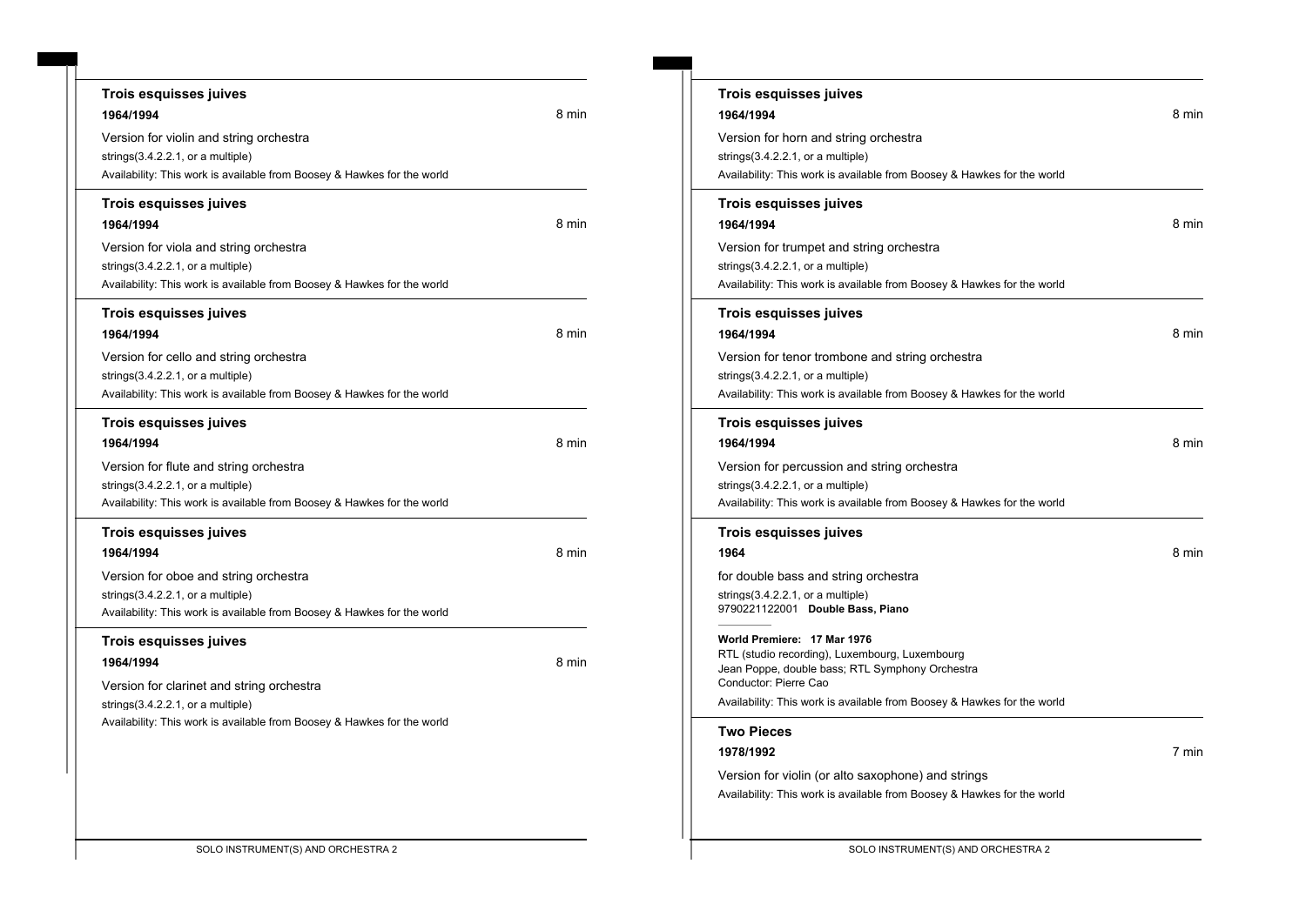### Trois esquisses juives

**1964/1994** — 8 min

Version for violin and string orchestra

strings(3.4.2.2.1, or a multiple)

Availability: This work is available from Boosey & Hawkes for the world

### Trois esquisses juives

**1964/1994** — 8 min

Version for viola and string orchestra

strings(3.4.2.2.1, or a multiple)

Availability: This work is available from Boosey & Hawkes for the world

### Trois esquisses juives

**1964/1994** — 8 min

Version for cello and string orchestra

strings(3.4.2.2.1, or a multiple)

Availability: This work is available from Boosey & Hawkes for the world

### Trois esquisses juives

**1964/1994** — 8 min

Version for flute and string orchestra

strings(3.4.2.2.1, or a multiple)

Availability: This work is available from Boosey & Hawkes for the world

### Trois esquisses juives

**1964/1994** — 8 min

Version for oboe and string orchestra

strings(3.4.2.2.1, or a multiple)

Availability: This work is available from Boosey & Hawkes for the world

### Trois esquisses juives

**1964/1994** — 8 min

Version for clarinet and string orchestra

strings(3.4.2.2.1, or a multiple)

Availability: This work is available from Boosey & Hawkes for the world

### Trois esquisses juives

**1964/1994** — 8 min

Version for horn and string orchestra

strings(3.4.2.2.1, or a multiple)

Availability: This work is available from Boosey & Hawkes for the world

### Trois esquisses juives

**1964/1994** — 8 min

Version for trumpet and string orchestra

strings(3.4.2.2.1, or a multiple)

Availability: This work is available from Boosey & Hawkes for the world

### Trois esquisses juives

**1964/1994** — 8 min

Version for tenor trombone and string orchestra

strings(3.4.2.2.1, or a multiple)

Availability: This work is available from Boosey & Hawkes for the world

### Trois esquisses juives

**1964/1994** — 8 min

Version for percussion and string orchestra

strings(3.4.2.2.1, or a multiple)

Availability: This work is available from Boosey & Hawkes for the world

### Trois esquisses juives

**1964** — 8 min

for double bass and string orchestra

strings(3.4.2.2.1, or a multiple)

9790221122001 **Double Bass, Piano**

**World Premiere: 17 Mar 1976**

RTL (studio recording), Luxembourg, Luxembourg

Jean Poppe, double bass; RTL Symphony Orchestra

Conductor: Pierre Cao

Availability: This work is available from Boosey & Hawkes for the world

### Two Pieces

**1978/1992** — 7 min

Version for violin (or alto saxophone) and strings

Availability: This work is available from Boosey & Hawkes for the world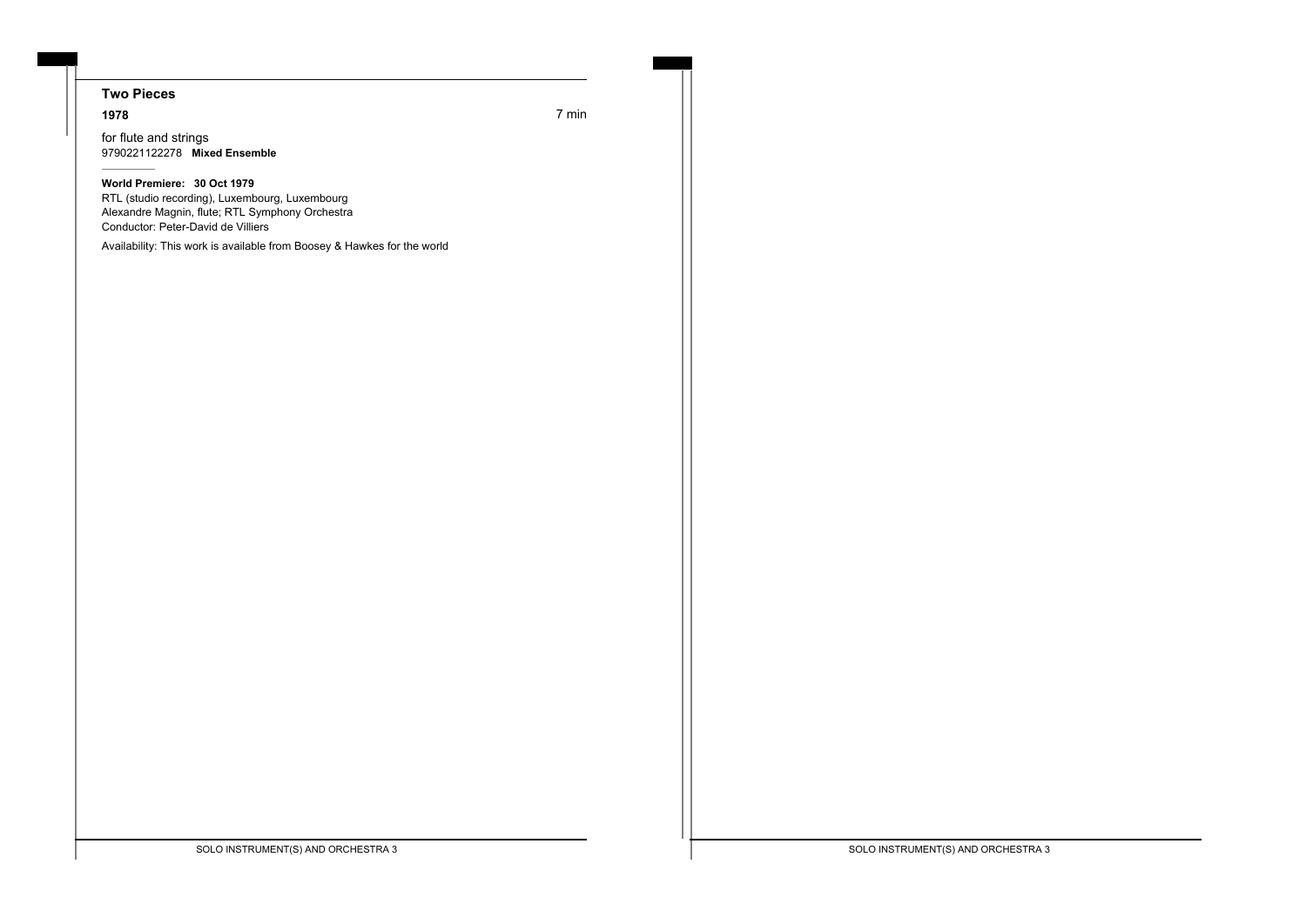## Two Pieces

**1978** 7 min

for flute and strings
9790221122278 **Mixed Ensemble**

**World Premiere: 30 Oct 1979**
RTL (studio recording), Luxembourg, Luxembourg
Alexandre Magnin, flute; RTL Symphony Orchestra
Conductor: Peter-David de Villiers

Availability: This work is available from Boosey & Hawkes for the world